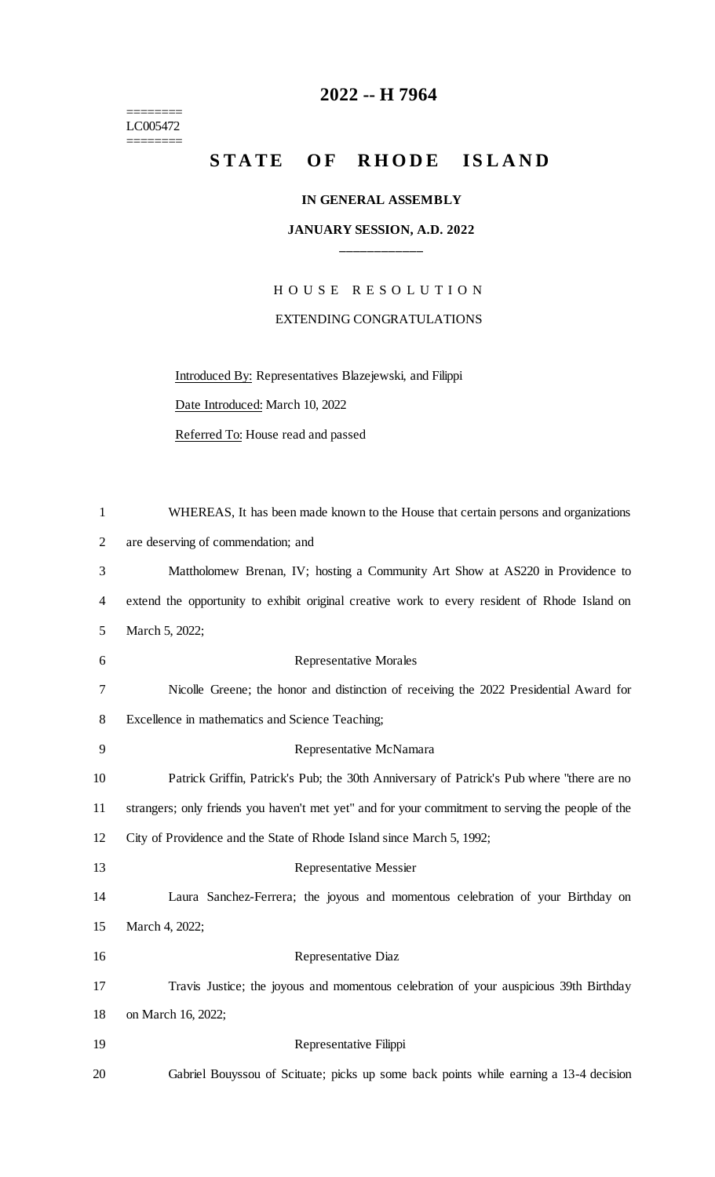# 2022 -- H 7964

========
LC005472
========

## STATE OF RHODE ISLAND

**IN GENERAL ASSEMBLY**

**JANUARY SESSION, A.D. 2022**

\_\_\_\_\_\_\_\_\_\_\_\_

HOUSE RESOLUTION

EXTENDING CONGRATULATIONS

Introduced By: Representatives Blazejewski, and Filippi

Date Introduced: March 10, 2022

Referred To: House read and passed

1 WHEREAS, It has been made known to the House that certain persons and organizations
2 are deserving of commendation; and
3 Mattholomew Brenan, IV; hosting a Community Art Show at AS220 in Providence to
4 extend the opportunity to exhibit original creative work to every resident of Rhode Island on
5 March 5, 2022;
6 Representative Morales
7 Nicolle Greene; the honor and distinction of receiving the 2022 Presidential Award for
8 Excellence in mathematics and Science Teaching;
9 Representative McNamara
10 Patrick Griffin, Patrick's Pub; the 30th Anniversary of Patrick's Pub where "there are no
11 strangers; only friends you haven't met yet" and for your commitment to serving the people of the
12 City of Providence and the State of Rhode Island since March 5, 1992;
13 Representative Messier
14 Laura Sanchez-Ferrera; the joyous and momentous celebration of your Birthday on
15 March 4, 2022;
16 Representative Diaz
17 Travis Justice; the joyous and momentous celebration of your auspicious 39th Birthday
18 on March 16, 2022;
19 Representative Filippi
20 Gabriel Bouyssou of Scituate; picks up some back points while earning a 13-4 decision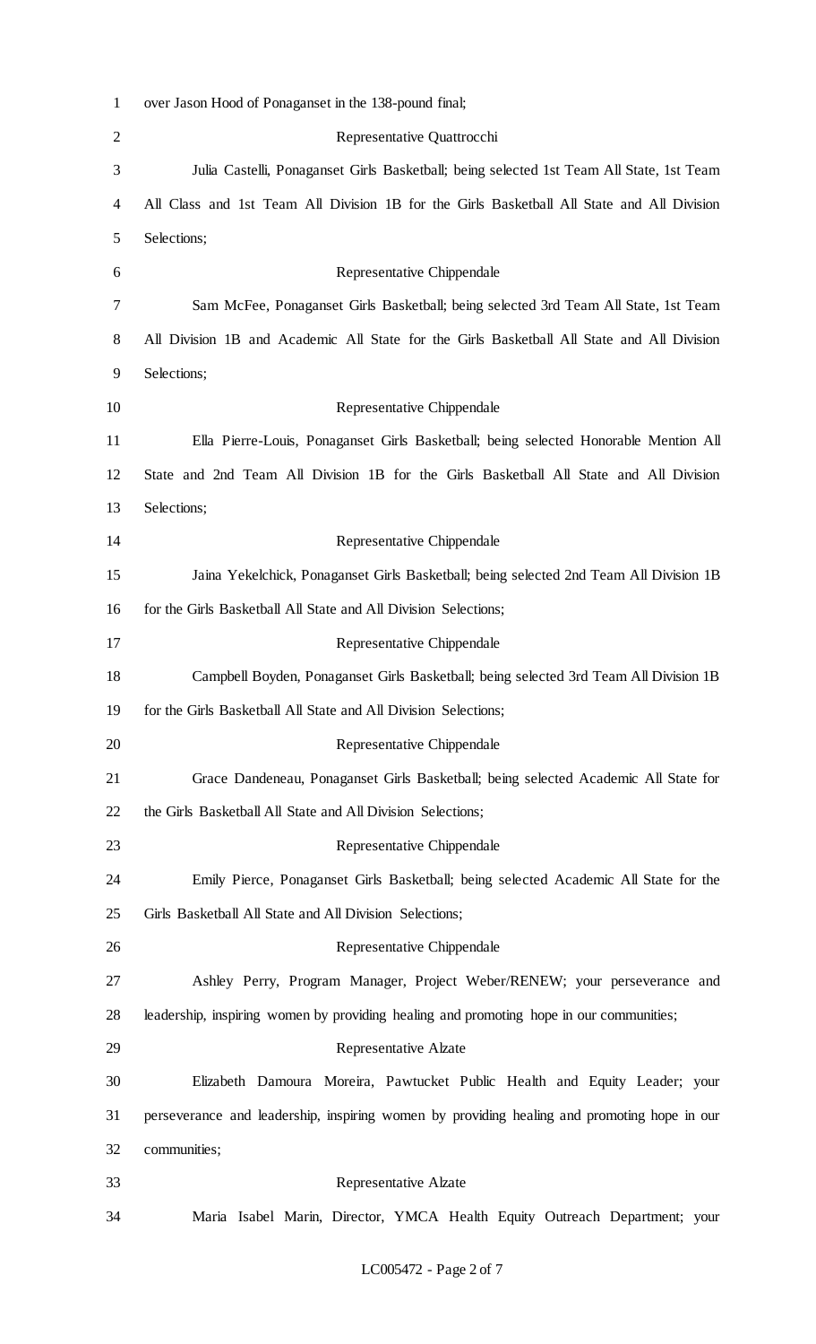over Jason Hood of Ponaganset in the 138-pound final;

Representative Quattrocchi

Julia Castelli, Ponaganset Girls Basketball; being selected 1st Team All State, 1st Team All Class and 1st Team All Division 1B for the Girls Basketball All State and All Division Selections;

Representative Chippendale

Sam McFee, Ponaganset Girls Basketball; being selected 3rd Team All State, 1st Team All Division 1B and Academic All State for the Girls Basketball All State and All Division Selections;

Representative Chippendale

Ella Pierre-Louis, Ponaganset Girls Basketball; being selected Honorable Mention All State and 2nd Team All Division 1B for the Girls Basketball All State and All Division Selections;

Representative Chippendale

Jaina Yekelchick, Ponaganset Girls Basketball; being selected 2nd Team All Division 1B for the Girls Basketball All State and All Division Selections;

Representative Chippendale

Campbell Boyden, Ponaganset Girls Basketball; being selected 3rd Team All Division 1B for the Girls Basketball All State and All Division Selections;

Representative Chippendale

Grace Dandeneau, Ponaganset Girls Basketball; being selected Academic All State for the Girls Basketball All State and All Division Selections;

Representative Chippendale

Emily Pierce, Ponaganset Girls Basketball; being selected Academic All State for the Girls Basketball All State and All Division Selections;

Representative Chippendale

Ashley Perry, Program Manager, Project Weber/RENEW; your perseverance and leadership, inspiring women by providing healing and promoting hope in our communities;

Representative Alzate

Elizabeth Damoura Moreira, Pawtucket Public Health and Equity Leader; your perseverance and leadership, inspiring women by providing healing and promoting hope in our communities;

Representative Alzate

Maria Isabel Marin, Director, YMCA Health Equity Outreach Department; your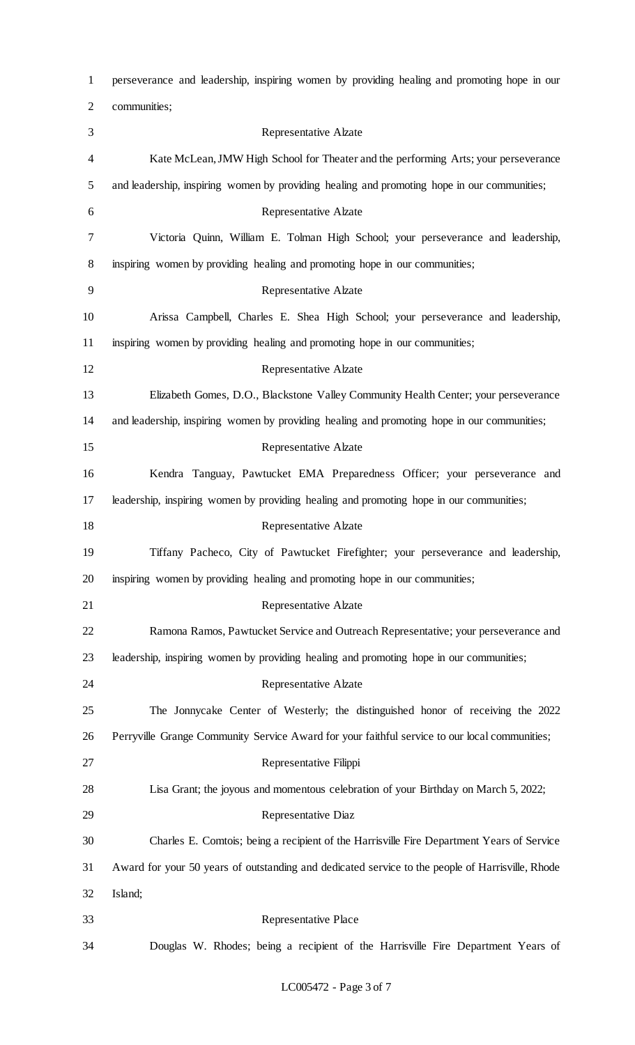perseverance and leadership, inspiring women by providing healing and promoting hope in our communities;

Representative Alzate

Kate McLean, JMW High School for Theater and the performing Arts; your perseverance and leadership, inspiring women by providing healing and promoting hope in our communities;

Representative Alzate

Victoria Quinn, William E. Tolman High School; your perseverance and leadership, inspiring women by providing healing and promoting hope in our communities;

Representative Alzate

Arissa Campbell, Charles E. Shea High School; your perseverance and leadership, inspiring women by providing healing and promoting hope in our communities;

Representative Alzate

Elizabeth Gomes, D.O., Blackstone Valley Community Health Center; your perseverance and leadership, inspiring women by providing healing and promoting hope in our communities;

Representative Alzate

Kendra Tanguay, Pawtucket EMA Preparedness Officer; your perseverance and leadership, inspiring women by providing healing and promoting hope in our communities;

Representative Alzate

Tiffany Pacheco, City of Pawtucket Firefighter; your perseverance and leadership, inspiring women by providing healing and promoting hope in our communities;

Representative Alzate

Ramona Ramos, Pawtucket Service and Outreach Representative; your perseverance and leadership, inspiring women by providing healing and promoting hope in our communities;

Representative Alzate

The Jonnycake Center of Westerly; the distinguished honor of receiving the 2022 Perryville Grange Community Service Award for your faithful service to our local communities;

Representative Filippi

Lisa Grant; the joyous and momentous celebration of your Birthday on March 5, 2022;

Representative Diaz

Charles E. Comtois; being a recipient of the Harrisville Fire Department Years of Service Award for your 50 years of outstanding and dedicated service to the people of Harrisville, Rhode Island;

Representative Place

Douglas W. Rhodes; being a recipient of the Harrisville Fire Department Years of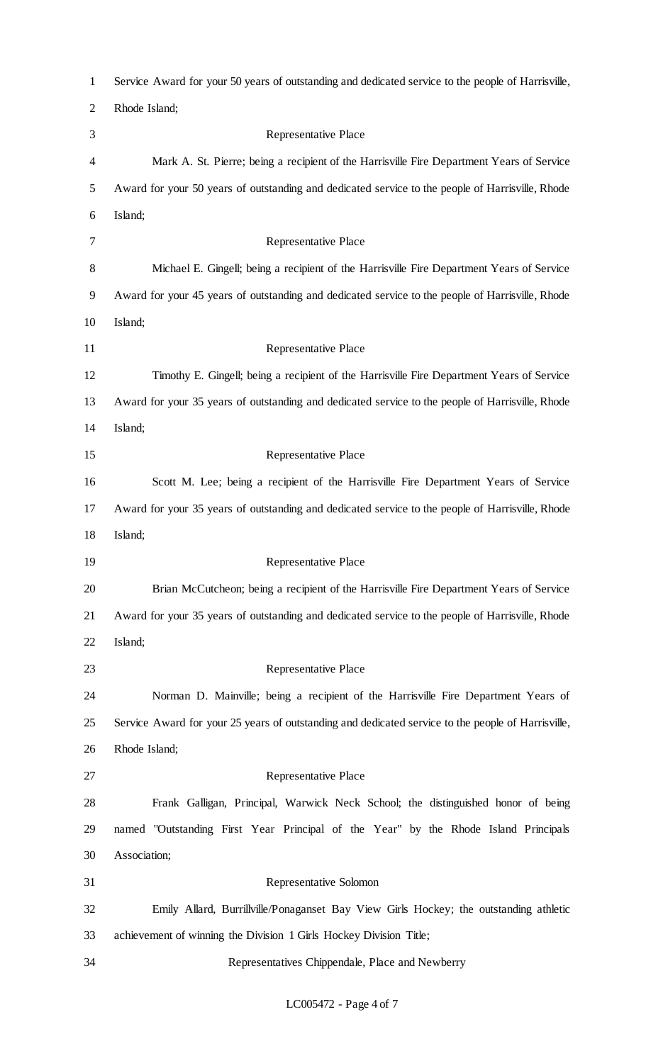Service Award for your 50 years of outstanding and dedicated service to the people of Harrisville, Rhode Island;

Representative Place

Mark A. St. Pierre; being a recipient of the Harrisville Fire Department Years of Service Award for your 50 years of outstanding and dedicated service to the people of Harrisville, Rhode Island;

Representative Place

Michael E. Gingell; being a recipient of the Harrisville Fire Department Years of Service Award for your 45 years of outstanding and dedicated service to the people of Harrisville, Rhode Island;

Representative Place

Timothy E. Gingell; being a recipient of the Harrisville Fire Department Years of Service Award for your 35 years of outstanding and dedicated service to the people of Harrisville, Rhode Island;

Representative Place

Scott M. Lee; being a recipient of the Harrisville Fire Department Years of Service Award for your 35 years of outstanding and dedicated service to the people of Harrisville, Rhode Island;

Representative Place

Brian McCutcheon; being a recipient of the Harrisville Fire Department Years of Service Award for your 35 years of outstanding and dedicated service to the people of Harrisville, Rhode Island;

Representative Place

Norman D. Mainville; being a recipient of the Harrisville Fire Department Years of Service Award for your 25 years of outstanding and dedicated service to the people of Harrisville, Rhode Island;

Representative Place

Frank Galligan, Principal, Warwick Neck School; the distinguished honor of being named "Outstanding First Year Principal of the Year" by the Rhode Island Principals Association;

Representative Solomon

Emily Allard, Burrillville/Ponaganset Bay View Girls Hockey; the outstanding athletic achievement of winning the Division 1 Girls Hockey Division Title;

Representatives Chippendale, Place and Newberry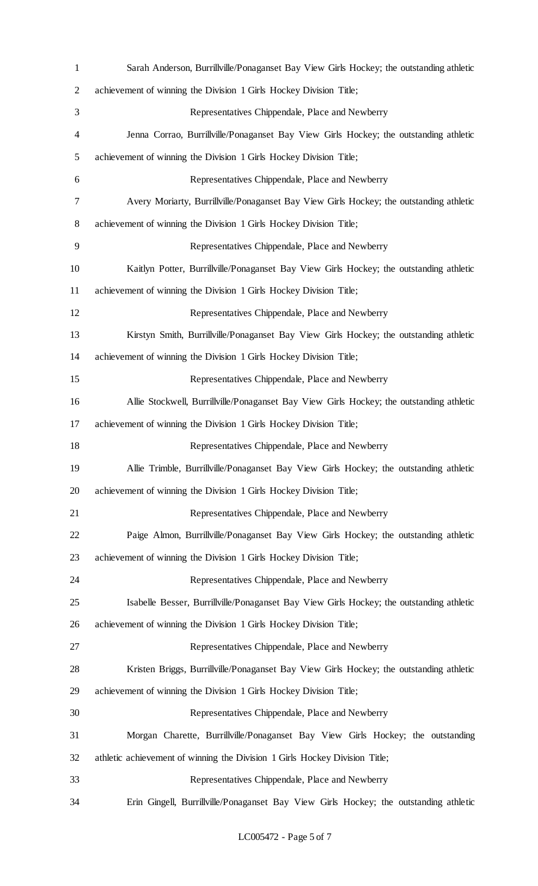Sarah Anderson, Burrillville/Ponaganset Bay View Girls Hockey; the outstanding athletic achievement of winning the Division 1 Girls Hockey Division Title;

Representatives Chippendale, Place and Newberry

Jenna Corrao, Burrillville/Ponaganset Bay View Girls Hockey; the outstanding athletic achievement of winning the Division 1 Girls Hockey Division Title;

Representatives Chippendale, Place and Newberry

Avery Moriarty, Burrillville/Ponaganset Bay View Girls Hockey; the outstanding athletic achievement of winning the Division 1 Girls Hockey Division Title;

Representatives Chippendale, Place and Newberry

Kaitlyn Potter, Burrillville/Ponaganset Bay View Girls Hockey; the outstanding athletic achievement of winning the Division 1 Girls Hockey Division Title;

Representatives Chippendale, Place and Newberry

Kirstyn Smith, Burrillville/Ponaganset Bay View Girls Hockey; the outstanding athletic achievement of winning the Division 1 Girls Hockey Division Title;

Representatives Chippendale, Place and Newberry

Allie Stockwell, Burrillville/Ponaganset Bay View Girls Hockey; the outstanding athletic achievement of winning the Division 1 Girls Hockey Division Title;

Representatives Chippendale, Place and Newberry

Allie Trimble, Burrillville/Ponaganset Bay View Girls Hockey; the outstanding athletic achievement of winning the Division 1 Girls Hockey Division Title;

Representatives Chippendale, Place and Newberry

Paige Almon, Burrillville/Ponaganset Bay View Girls Hockey; the outstanding athletic achievement of winning the Division 1 Girls Hockey Division Title;

Representatives Chippendale, Place and Newberry

Isabelle Besser, Burrillville/Ponaganset Bay View Girls Hockey; the outstanding athletic achievement of winning the Division 1 Girls Hockey Division Title;

Representatives Chippendale, Place and Newberry

Kristen Briggs, Burrillville/Ponaganset Bay View Girls Hockey; the outstanding athletic achievement of winning the Division 1 Girls Hockey Division Title;

Representatives Chippendale, Place and Newberry

Morgan Charette, Burrillville/Ponaganset Bay View Girls Hockey; the outstanding athletic achievement of winning the Division 1 Girls Hockey Division Title;

Representatives Chippendale, Place and Newberry

Erin Gingell, Burrillville/Ponaganset Bay View Girls Hockey; the outstanding athletic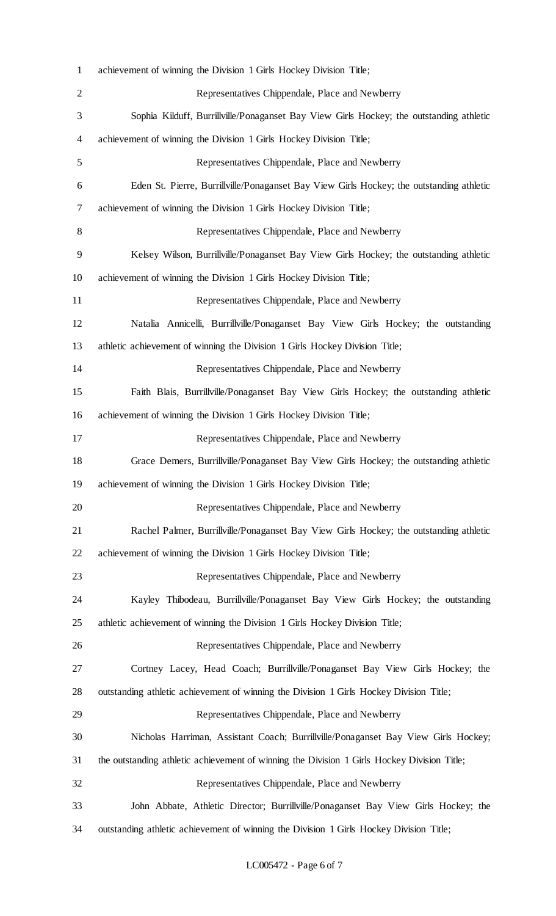achievement of winning the Division 1 Girls Hockey Division Title;

Representatives Chippendale, Place and Newberry

Sophia Kilduff, Burrillville/Ponaganset Bay View Girls Hockey; the outstanding athletic achievement of winning the Division 1 Girls Hockey Division Title;

Representatives Chippendale, Place and Newberry

Eden St. Pierre, Burrillville/Ponaganset Bay View Girls Hockey; the outstanding athletic achievement of winning the Division 1 Girls Hockey Division Title;

Representatives Chippendale, Place and Newberry

Kelsey Wilson, Burrillville/Ponaganset Bay View Girls Hockey; the outstanding athletic achievement of winning the Division 1 Girls Hockey Division Title;

Representatives Chippendale, Place and Newberry

Natalia Annicelli, Burrillville/Ponaganset Bay View Girls Hockey; the outstanding athletic achievement of winning the Division 1 Girls Hockey Division Title;

Representatives Chippendale, Place and Newberry

Faith Blais, Burrillville/Ponaganset Bay View Girls Hockey; the outstanding athletic achievement of winning the Division 1 Girls Hockey Division Title;

Representatives Chippendale, Place and Newberry

Grace Demers, Burrillville/Ponaganset Bay View Girls Hockey; the outstanding athletic achievement of winning the Division 1 Girls Hockey Division Title;

Representatives Chippendale, Place and Newberry

Rachel Palmer, Burrillville/Ponaganset Bay View Girls Hockey; the outstanding athletic achievement of winning the Division 1 Girls Hockey Division Title;

Representatives Chippendale, Place and Newberry

Kayley Thibodeau, Burrillville/Ponaganset Bay View Girls Hockey; the outstanding athletic achievement of winning the Division 1 Girls Hockey Division Title;

Representatives Chippendale, Place and Newberry

Cortney Lacey, Head Coach; Burrillville/Ponaganset Bay View Girls Hockey; the outstanding athletic achievement of winning the Division 1 Girls Hockey Division Title;

Representatives Chippendale, Place and Newberry

Nicholas Harriman, Assistant Coach; Burrillville/Ponaganset Bay View Girls Hockey; the outstanding athletic achievement of winning the Division 1 Girls Hockey Division Title;

Representatives Chippendale, Place and Newberry

John Abbate, Athletic Director; Burrillville/Ponaganset Bay View Girls Hockey; the outstanding athletic achievement of winning the Division 1 Girls Hockey Division Title;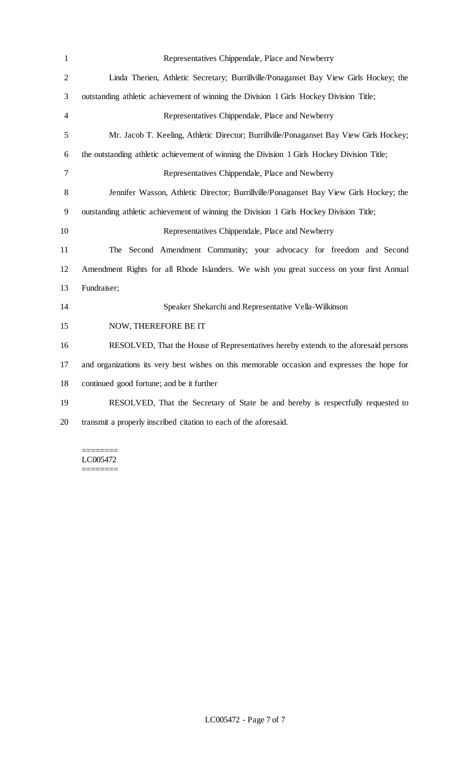Representatives Chippendale, Place and Newberry

Linda Therien, Athletic Secretary; Burrillville/Ponaganset Bay View Girls Hockey; the outstanding athletic achievement of winning the Division 1 Girls Hockey Division Title;

Representatives Chippendale, Place and Newberry

Mr. Jacob T. Keeling, Athletic Director; Burrillville/Ponaganset Bay View Girls Hockey; the outstanding athletic achievement of winning the Division 1 Girls Hockey Division Title;

Representatives Chippendale, Place and Newberry

Jennifer Wasson, Athletic Director; Burrillville/Ponaganset Bay View Girls Hockey; the outstanding athletic achievement of winning the Division 1 Girls Hockey Division Title;

Representatives Chippendale, Place and Newberry

The Second Amendment Community; your advocacy for freedom and Second Amendment Rights for all Rhode Islanders. We wish you great success on your first Annual Fundraiser;

Speaker Shekarchi and Representative Vella-Wilkinson

NOW, THEREFORE BE IT

RESOLVED, That the House of Representatives hereby extends to the aforesaid persons and organizations its very best wishes on this memorable occasion and expresses the hope for continued good fortune; and be it further

RESOLVED, That the Secretary of State be and hereby is respectfully requested to transmit a properly inscribed citation to each of the aforesaid.

========
LC005472
========